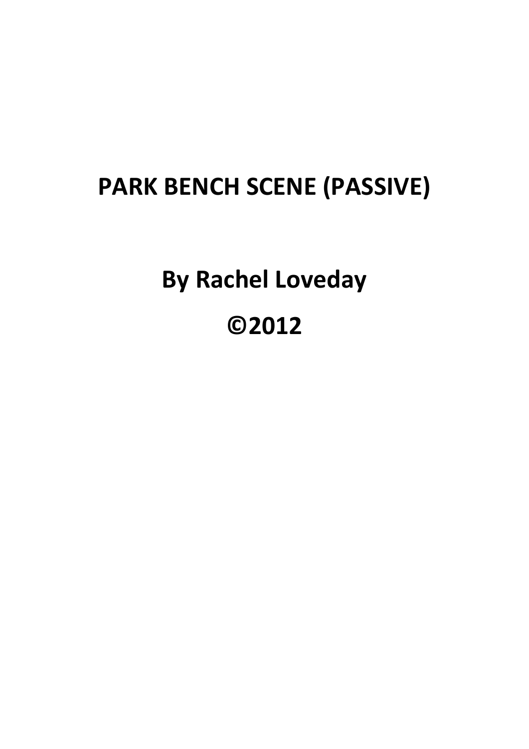# PARK BENCH SCENE (PASSIVE)

**By Rachel Loveday**

**©2012**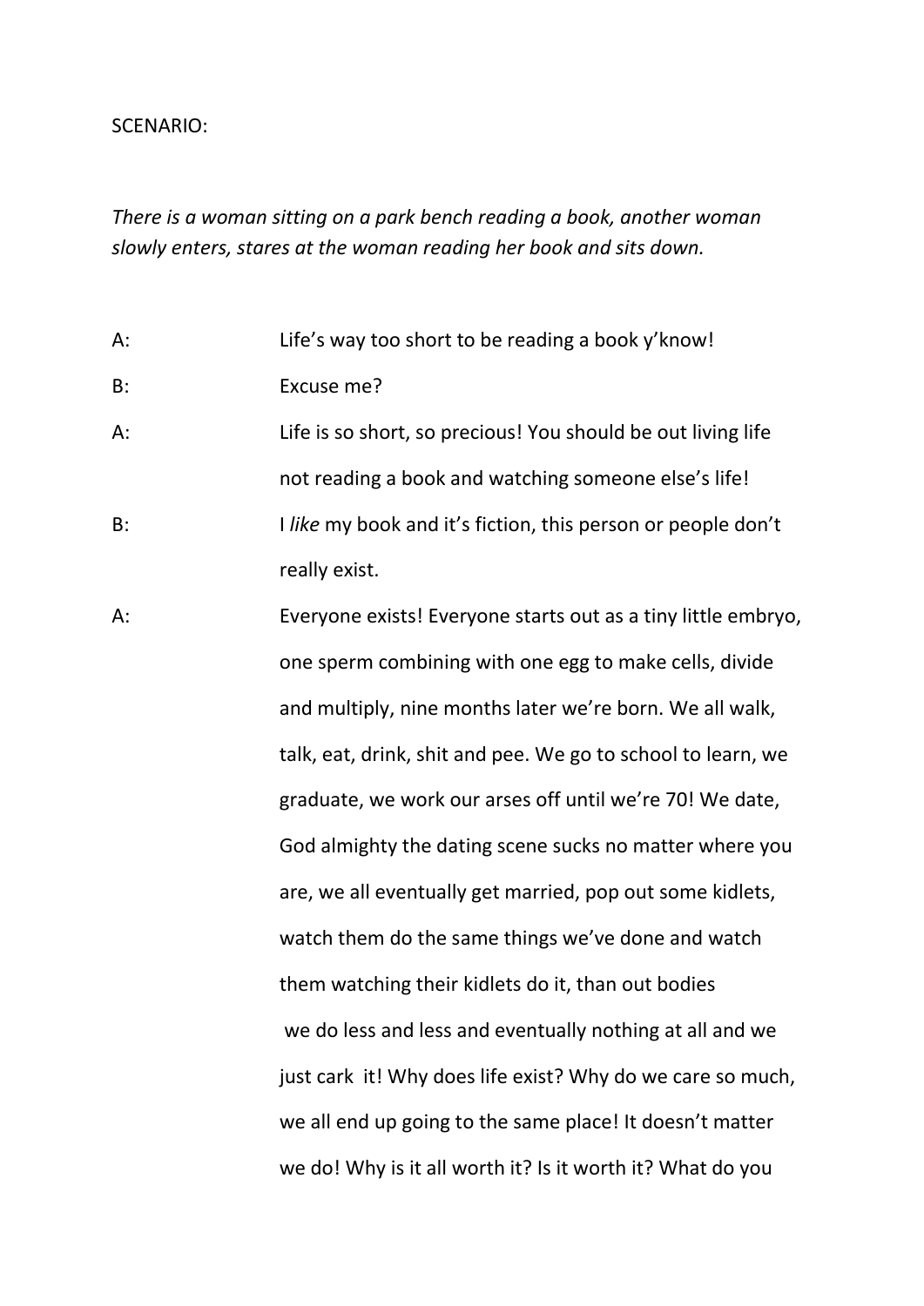SCENARIO:

*There is a woman sitting on a park bench reading a book, another woman slowly enters, stares at the woman reading her book and sits down.*

A: Life's way too short to be reading a book y'know!

B: Excuse me?

A: Life is so short, so precious! You should be out living life not reading a book and watching someone else's life!

B: I *like* my book and it's fiction, this person or people don't really exist.

A: Everyone exists! Everyone starts out as a tiny little embryo, one sperm combining with one egg to make cells, divide and multiply, nine months later we're born. We all walk, talk, eat, drink, shit and pee. We go to school to learn, we graduate, we work our arses off until we're 70! We date, God almighty the dating scene sucks no matter where you are, we all eventually get married, pop out some kidlets, watch them do the same things we've done and watch them watching their kidlets do it, than out bodies we do less and less and eventually nothing at all and we just cark it! Why does life exist? Why do we care so much, we all end up going to the same place! It doesn't matter we do! Why is it all worth it? Is it worth it? What do you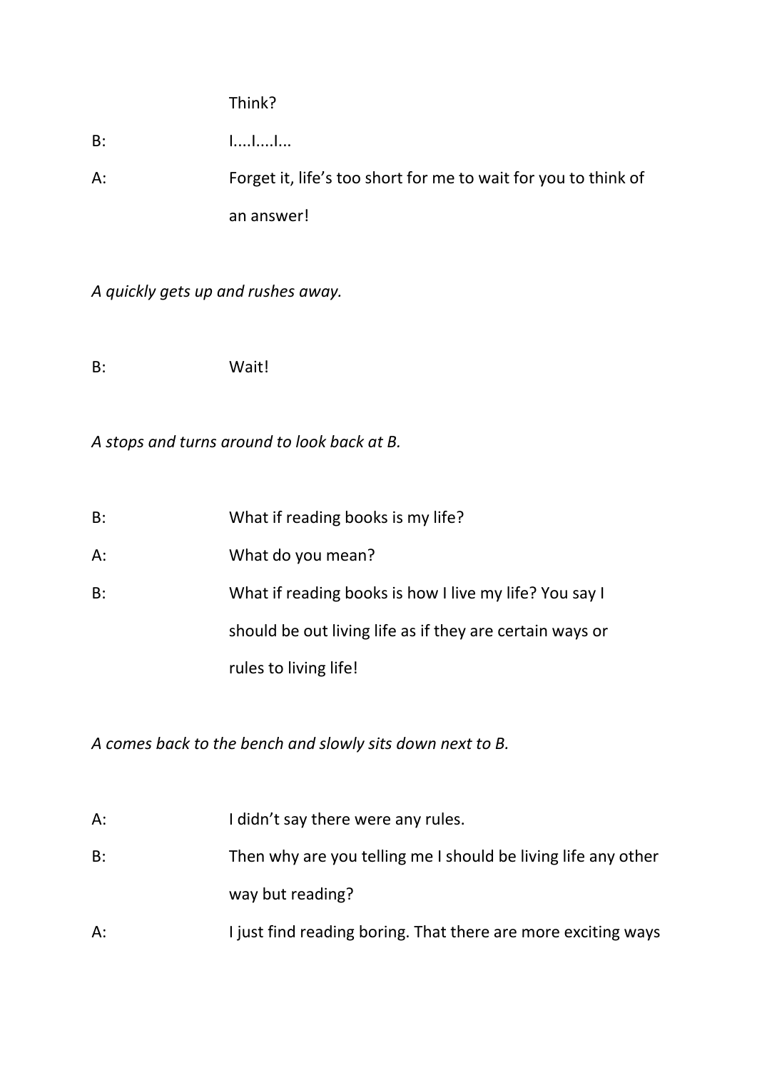Think?

B: I....I....I...

A: Forget it, life's too short for me to wait for you to think of an answer!

*A quickly gets up and rushes away.*

B: Wait!

*A stops and turns around to look back at B.*

B: What if reading books is my life?

A: What do you mean?

B: What if reading books is how I live my life? You say I should be out living life as if they are certain ways or rules to living life!

*A comes back to the bench and slowly sits down next to B.*

A: I didn't say there were any rules.

B: Then why are you telling me I should be living life any other way but reading?

A: I just find reading boring. That there are more exciting ways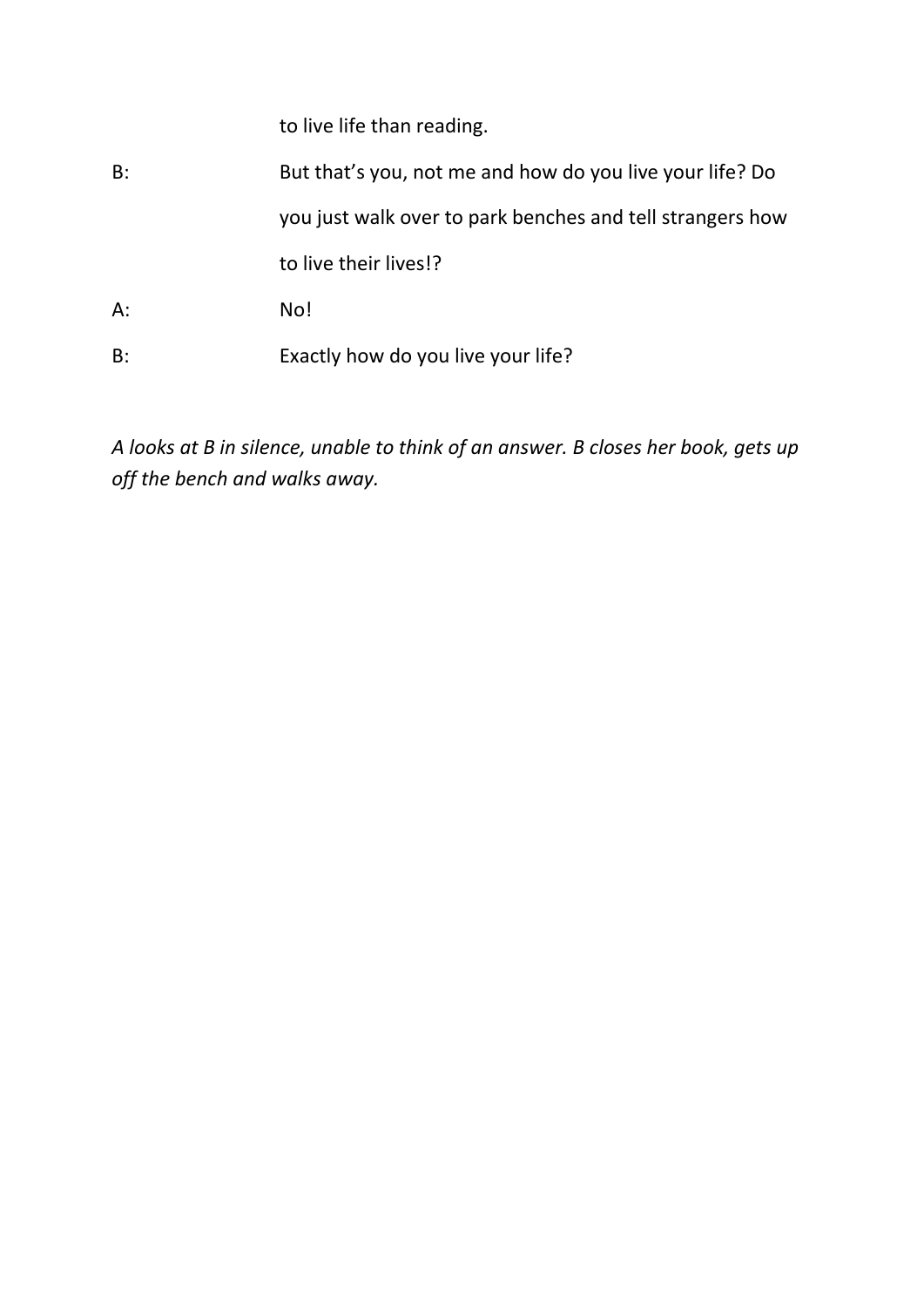to live life than reading.

B: But that's you, not me and how do you live your life? Do you just walk over to park benches and tell strangers how to live their lives!?

A: No!

B: Exactly how do you live your life?

*A looks at B in silence, unable to think of an answer. B closes her book, gets up off the bench and walks away.*